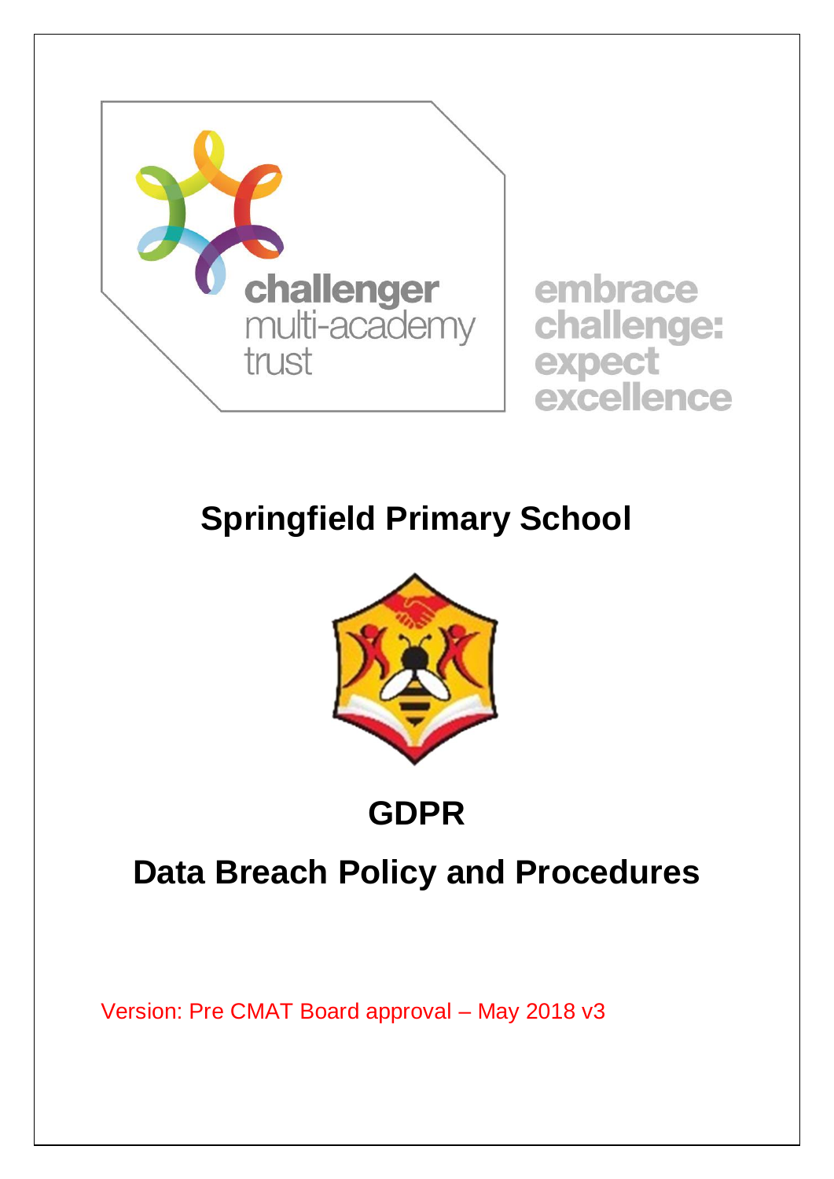challenger multi-academy trust

embrace challenge: expect excellence

# Springfield Primary School

# GDPR

# Data Breach Policy and Procedures

Version: Pre CMAT Board approval – May 2018 v3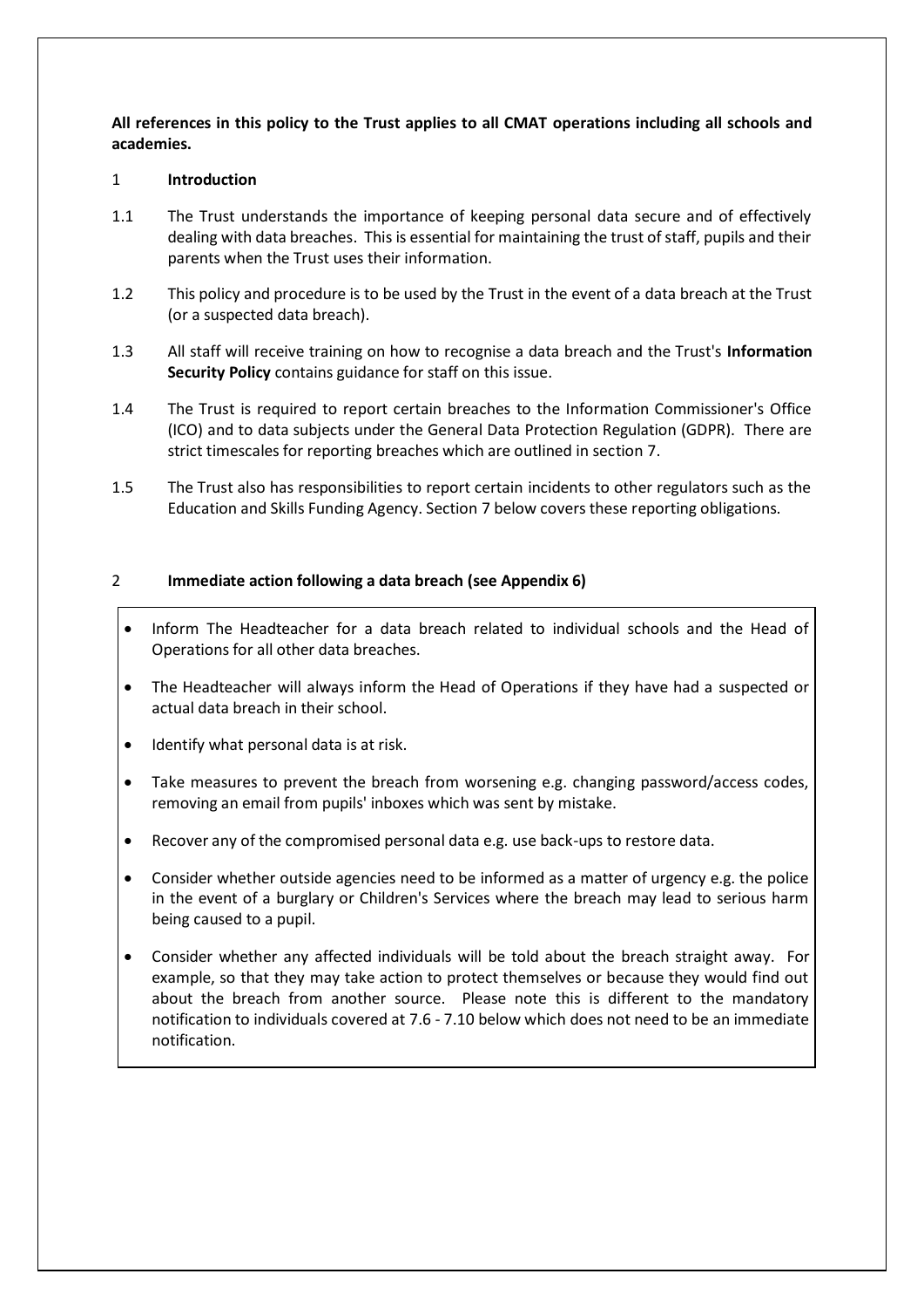**All references in this policy to the Trust applies to all CMAT operations including all schools and academies.**

## 1 Introduction

1.1 The Trust understands the importance of keeping personal data secure and of effectively dealing with data breaches. This is essential for maintaining the trust of staff, pupils and their parents when the Trust uses their information.

1.2 This policy and procedure is to be used by the Trust in the event of a data breach at the Trust (or a suspected data breach).

1.3 All staff will receive training on how to recognise a data breach and the Trust's **Information Security Policy** contains guidance for staff on this issue.

1.4 The Trust is required to report certain breaches to the Information Commissioner's Office (ICO) and to data subjects under the General Data Protection Regulation (GDPR). There are strict timescales for reporting breaches which are outlined in section 7.

1.5 The Trust also has responsibilities to report certain incidents to other regulators such as the Education and Skills Funding Agency. Section 7 below covers these reporting obligations.

## 2 Immediate action following a data breach (see Appendix 6)

- Inform The Headteacher for a data breach related to individual schools and the Head of Operations for all other data breaches.
- The Headteacher will always inform the Head of Operations if they have had a suspected or actual data breach in their school.
- Identify what personal data is at risk.
- Take measures to prevent the breach from worsening e.g. changing password/access codes, removing an email from pupils' inboxes which was sent by mistake.
- Recover any of the compromised personal data e.g. use back-ups to restore data.
- Consider whether outside agencies need to be informed as a matter of urgency e.g. the police in the event of a burglary or Children's Services where the breach may lead to serious harm being caused to a pupil.
- Consider whether any affected individuals will be told about the breach straight away. For example, so that they may take action to protect themselves or because they would find out about the breach from another source. Please note this is different to the mandatory notification to individuals covered at 7.6 - 7.10 below which does not need to be an immediate notification.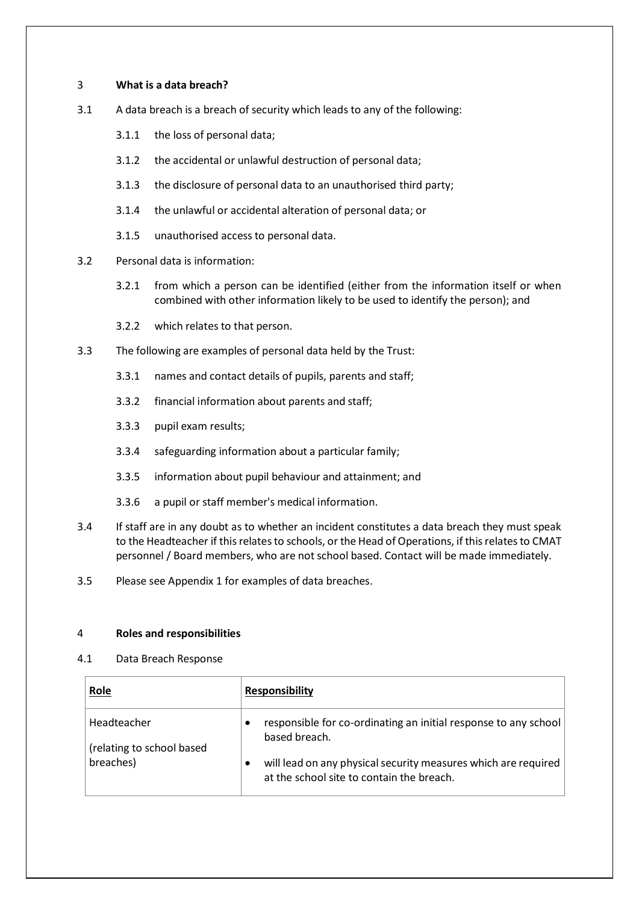## 3 What is a data breach?

3.1 A data breach is a breach of security which leads to any of the following:

3.1.1 the loss of personal data;

3.1.2 the accidental or unlawful destruction of personal data;

3.1.3 the disclosure of personal data to an unauthorised third party;

3.1.4 the unlawful or accidental alteration of personal data; or

3.1.5 unauthorised access to personal data.

3.2 Personal data is information:

3.2.1 from which a person can be identified (either from the information itself or when combined with other information likely to be used to identify the person); and

3.2.2 which relates to that person.

3.3 The following are examples of personal data held by the Trust:

3.3.1 names and contact details of pupils, parents and staff;

3.3.2 financial information about parents and staff;

3.3.3 pupil exam results;

3.3.4 safeguarding information about a particular family;

3.3.5 information about pupil behaviour and attainment; and

3.3.6 a pupil or staff member's medical information.

3.4 If staff are in any doubt as to whether an incident constitutes a data breach they must speak to the Headteacher if this relates to schools, or the Head of Operations, if this relates to CMAT personnel / Board members, who are not school based. Contact will be made immediately.

3.5 Please see Appendix 1 for examples of data breaches.

## 4 Roles and responsibilities

4.1 Data Breach Response

| **Role** | **Responsibility** |
|---|---|
| Headteacher<br><br>(relating to school based breaches) | • responsible for co-ordinating an initial response to any school based breach.<br><br>• will lead on any physical security measures which are required at the school site to contain the breach. |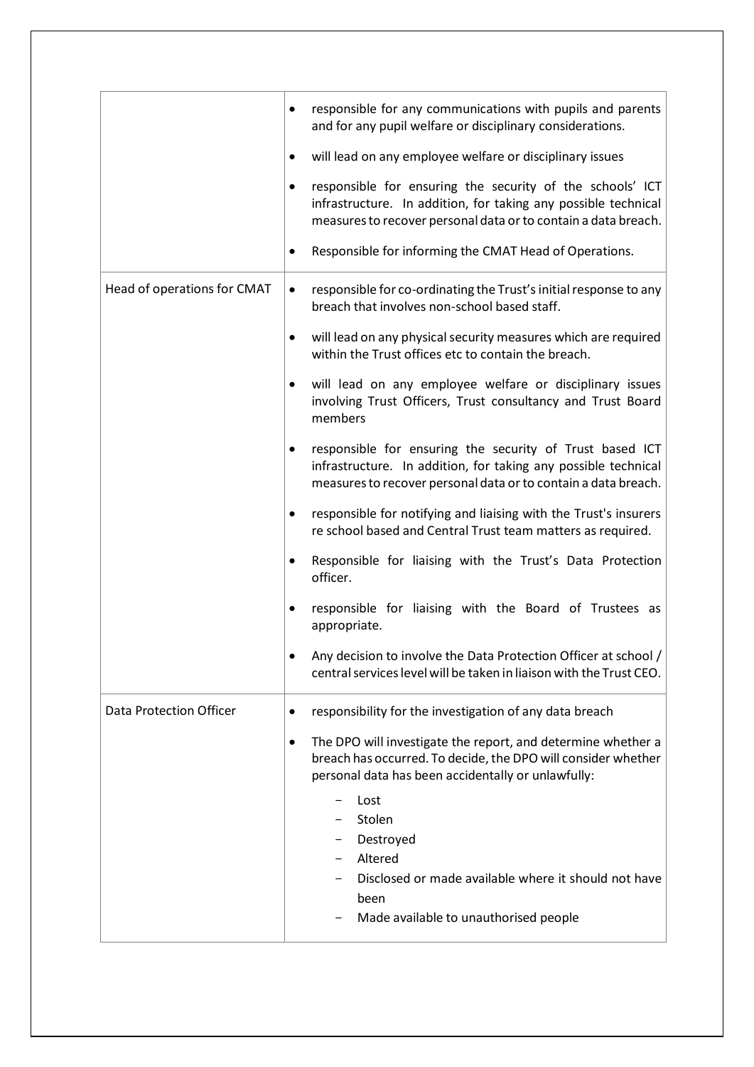| | |
|---|---|
| | • responsible for any communications with pupils and parents and for any pupil welfare or disciplinary considerations.<br>• will lead on any employee welfare or disciplinary issues<br>• responsible for ensuring the security of the schools' ICT infrastructure. In addition, for taking any possible technical measures to recover personal data or to contain a data breach.<br>• Responsible for informing the CMAT Head of Operations. |
| Head of operations for CMAT | • responsible for co-ordinating the Trust's initial response to any breach that involves non-school based staff.<br>• will lead on any physical security measures which are required within the Trust offices etc to contain the breach.<br>• will lead on any employee welfare or disciplinary issues involving Trust Officers, Trust consultancy and Trust Board members<br>• responsible for ensuring the security of Trust based ICT infrastructure. In addition, for taking any possible technical measures to recover personal data or to contain a data breach.<br>• responsible for notifying and liaising with the Trust's insurers re school based and Central Trust team matters as required.<br>• Responsible for liaising with the Trust's Data Protection officer.<br>• responsible for liaising with the Board of Trustees as appropriate.<br>• Any decision to involve the Data Protection Officer at school / central services level will be taken in liaison with the Trust CEO. |
| Data Protection Officer | • responsibility for the investigation of any data breach<br>• The DPO will investigate the report, and determine whether a breach has occurred. To decide, the DPO will consider whether personal data has been accidentally or unlawfully:<br>− Lost<br>− Stolen<br>− Destroyed<br>− Altered<br>− Disclosed or made available where it should not have been<br>− Made available to unauthorised people |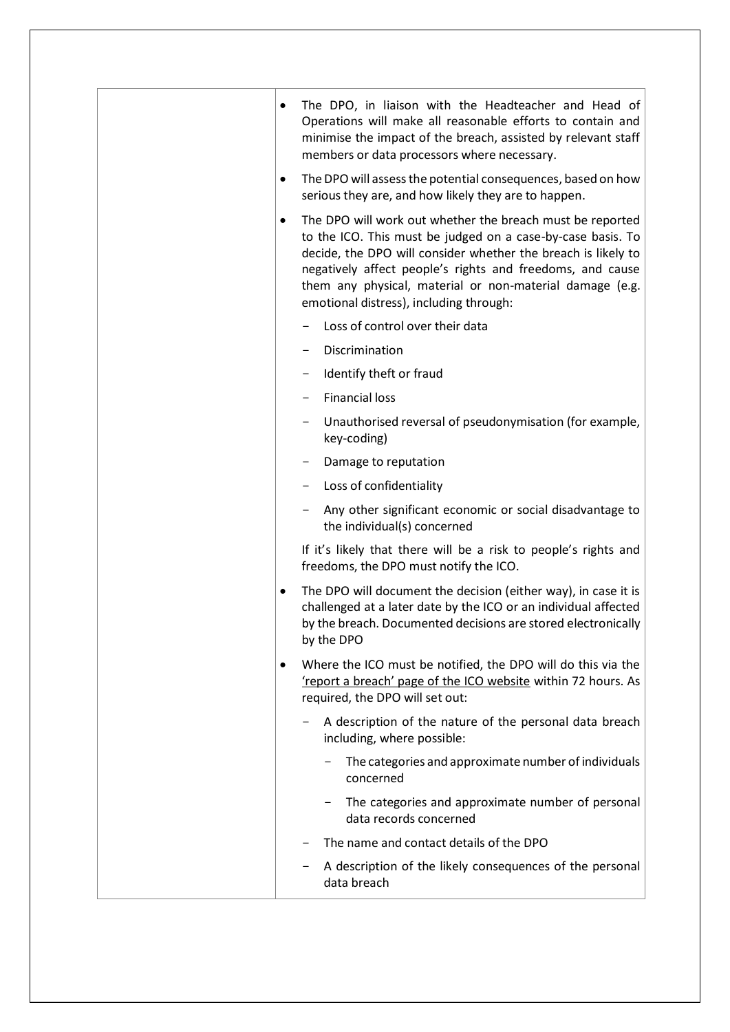| | |
|---|---|
| | • The DPO, in liaison with the Headteacher and Head of Operations will make all reasonable efforts to contain and minimise the impact of the breach, assisted by relevant staff members or data processors where necessary.<br><br>• The DPO will assess the potential consequences, based on how serious they are, and how likely they are to happen.<br><br>• The DPO will work out whether the breach must be reported to the ICO. This must be judged on a case-by-case basis. To decide, the DPO will consider whether the breach is likely to negatively affect people's rights and freedoms, and cause them any physical, material or non-material damage (e.g. emotional distress), including through:<br>- Loss of control over their data<br>- Discrimination<br>- Identify theft or fraud<br>- Financial loss<br>- Unauthorised reversal of pseudonymisation (for example, key-coding)<br>- Damage to reputation<br>- Loss of confidentiality<br>- Any other significant economic or social disadvantage to the individual(s) concerned<br><br>If it's likely that there will be a risk to people's rights and freedoms, the DPO must notify the ICO.<br><br>• The DPO will document the decision (either way), in case it is challenged at a later date by the ICO or an individual affected by the breach. Documented decisions are stored electronically by the DPO<br><br>• Where the ICO must be notified, the DPO will do this via the 'report a breach' page of the ICO website within 72 hours. As required, the DPO will set out:<br>- A description of the nature of the personal data breach including, where possible:<br>&nbsp;&nbsp;&nbsp;&nbsp;- The categories and approximate number of individuals concerned<br>&nbsp;&nbsp;&nbsp;&nbsp;- The categories and approximate number of personal data records concerned<br>- The name and contact details of the DPO<br>- A description of the likely consequences of the personal data breach |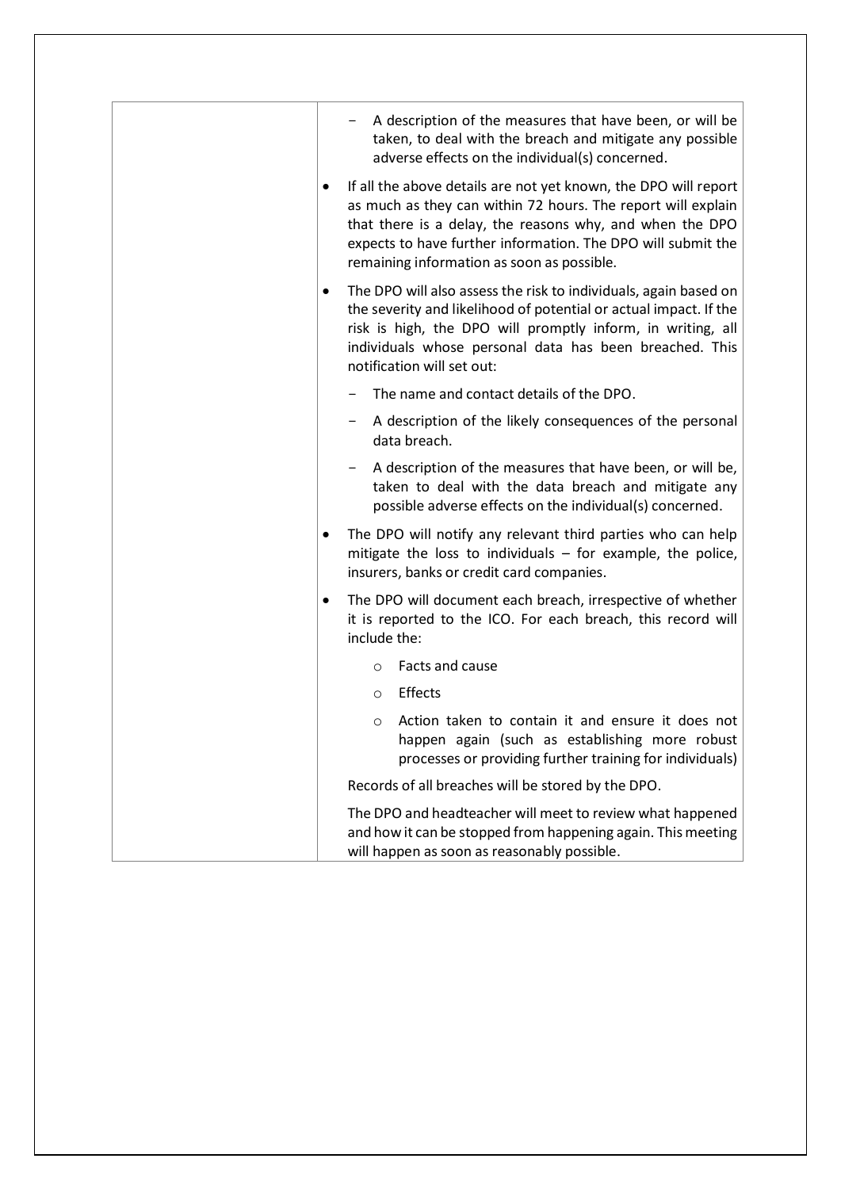| | - A description of the measures that have been, or will be taken, to deal with the breach and mitigate any possible adverse effects on the individual(s) concerned.<br><br>• If all the above details are not yet known, the DPO will report as much as they can within 72 hours. The report will explain that there is a delay, the reasons why, and when the DPO expects to have further information. The DPO will submit the remaining information as soon as possible.<br><br>• The DPO will also assess the risk to individuals, again based on the severity and likelihood of potential or actual impact. If the risk is high, the DPO will promptly inform, in writing, all individuals whose personal data has been breached. This notification will set out:<br><br>- The name and contact details of the DPO.<br>- A description of the likely consequences of the personal data breach.<br>- A description of the measures that have been, or will be, taken to deal with the data breach and mitigate any possible adverse effects on the individual(s) concerned.<br><br>• The DPO will notify any relevant third parties who can help mitigate the loss to individuals – for example, the police, insurers, banks or credit card companies.<br><br>• The DPO will document each breach, irrespective of whether it is reported to the ICO. For each breach, this record will include the:<br><br>o Facts and cause<br>o Effects<br>o Action taken to contain it and ensure it does not happen again (such as establishing more robust processes or providing further training for individuals)<br><br>Records of all breaches will be stored by the DPO.<br><br>The DPO and headteacher will meet to review what happened and how it can be stopped from happening again. This meeting will happen as soon as reasonably possible. |
|---|---|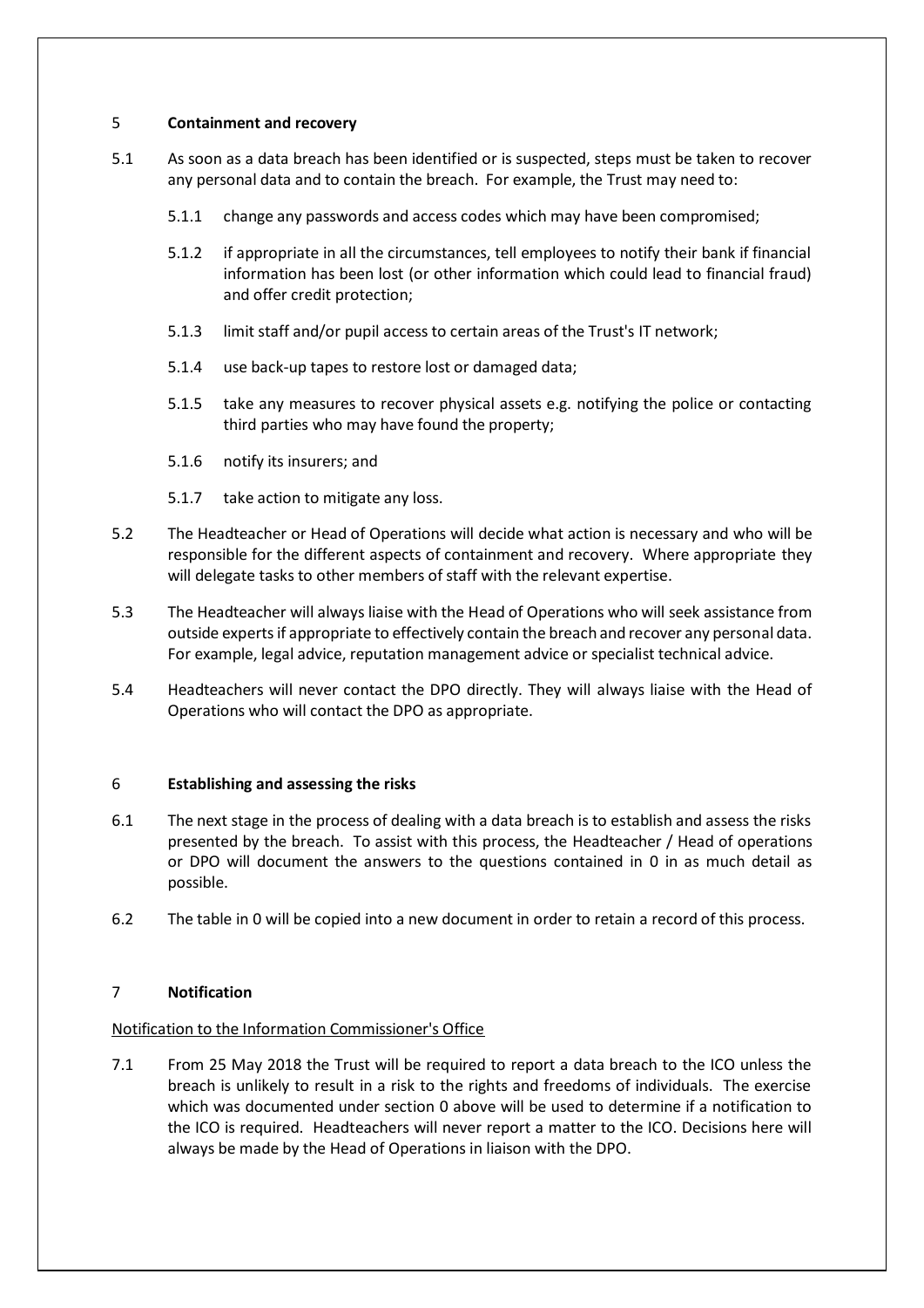## 5 Containment and recovery

5.1 As soon as a data breach has been identified or is suspected, steps must be taken to recover any personal data and to contain the breach. For example, the Trust may need to:

5.1.1 change any passwords and access codes which may have been compromised;

5.1.2 if appropriate in all the circumstances, tell employees to notify their bank if financial information has been lost (or other information which could lead to financial fraud) and offer credit protection;

5.1.3 limit staff and/or pupil access to certain areas of the Trust's IT network;

5.1.4 use back-up tapes to restore lost or damaged data;

5.1.5 take any measures to recover physical assets e.g. notifying the police or contacting third parties who may have found the property;

5.1.6 notify its insurers; and

5.1.7 take action to mitigate any loss.

5.2 The Headteacher or Head of Operations will decide what action is necessary and who will be responsible for the different aspects of containment and recovery. Where appropriate they will delegate tasks to other members of staff with the relevant expertise.

5.3 The Headteacher will always liaise with the Head of Operations who will seek assistance from outside experts if appropriate to effectively contain the breach and recover any personal data. For example, legal advice, reputation management advice or specialist technical advice.

5.4 Headteachers will never contact the DPO directly. They will always liaise with the Head of Operations who will contact the DPO as appropriate.

## 6 Establishing and assessing the risks

6.1 The next stage in the process of dealing with a data breach is to establish and assess the risks presented by the breach. To assist with this process, the Headteacher / Head of operations or DPO will document the answers to the questions contained in 0 in as much detail as possible.

6.2 The table in 0 will be copied into a new document in order to retain a record of this process.

## 7 Notification

Notification to the Information Commissioner's Office

7.1 From 25 May 2018 the Trust will be required to report a data breach to the ICO unless the breach is unlikely to result in a risk to the rights and freedoms of individuals. The exercise which was documented under section 0 above will be used to determine if a notification to the ICO is required. Headteachers will never report a matter to the ICO. Decisions here will always be made by the Head of Operations in liaison with the DPO.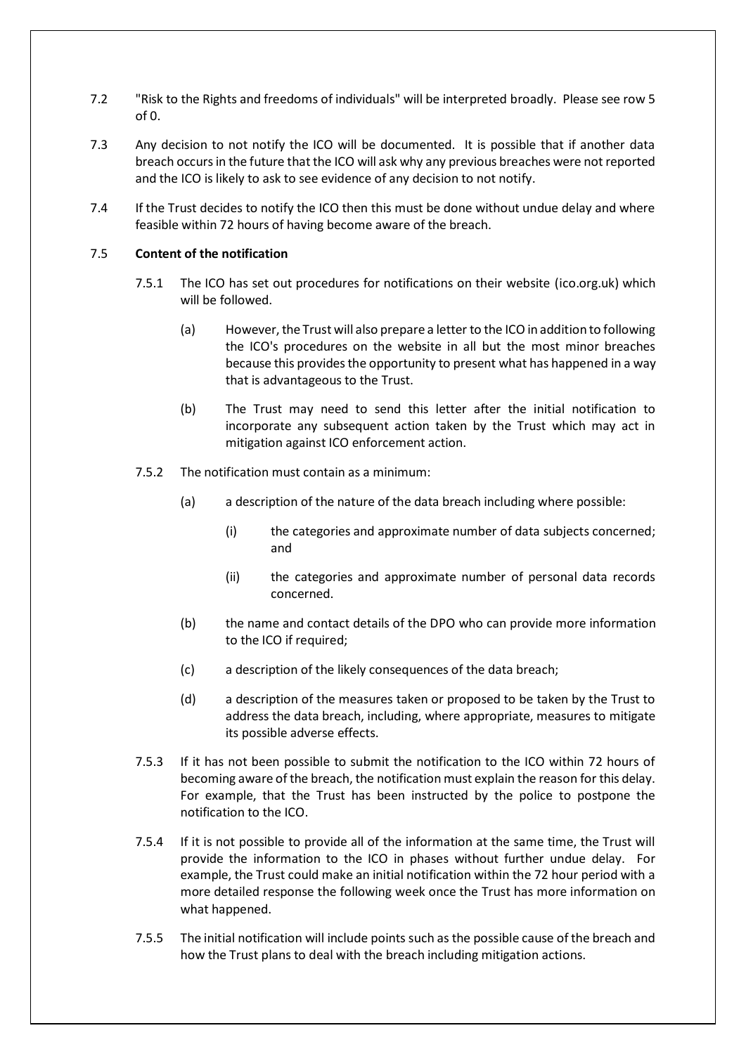7.2 "Risk to the Rights and freedoms of individuals" will be interpreted broadly. Please see row 5 of 0.

7.3 Any decision to not notify the ICO will be documented. It is possible that if another data breach occurs in the future that the ICO will ask why any previous breaches were not reported and the ICO is likely to ask to see evidence of any decision to not notify.

7.4 If the Trust decides to notify the ICO then this must be done without undue delay and where feasible within 72 hours of having become aware of the breach.

7.5 **Content of the notification**

7.5.1 The ICO has set out procedures for notifications on their website (ico.org.uk) which will be followed.

(a) However, the Trust will also prepare a letter to the ICO in addition to following the ICO's procedures on the website in all but the most minor breaches because this provides the opportunity to present what has happened in a way that is advantageous to the Trust.

(b) The Trust may need to send this letter after the initial notification to incorporate any subsequent action taken by the Trust which may act in mitigation against ICO enforcement action.

7.5.2 The notification must contain as a minimum:

(a) a description of the nature of the data breach including where possible:

(i) the categories and approximate number of data subjects concerned; and

(ii) the categories and approximate number of personal data records concerned.

(b) the name and contact details of the DPO who can provide more information to the ICO if required;

(c) a description of the likely consequences of the data breach;

(d) a description of the measures taken or proposed to be taken by the Trust to address the data breach, including, where appropriate, measures to mitigate its possible adverse effects.

7.5.3 If it has not been possible to submit the notification to the ICO within 72 hours of becoming aware of the breach, the notification must explain the reason for this delay. For example, that the Trust has been instructed by the police to postpone the notification to the ICO.

7.5.4 If it is not possible to provide all of the information at the same time, the Trust will provide the information to the ICO in phases without further undue delay. For example, the Trust could make an initial notification within the 72 hour period with a more detailed response the following week once the Trust has more information on what happened.

7.5.5 The initial notification will include points such as the possible cause of the breach and how the Trust plans to deal with the breach including mitigation actions.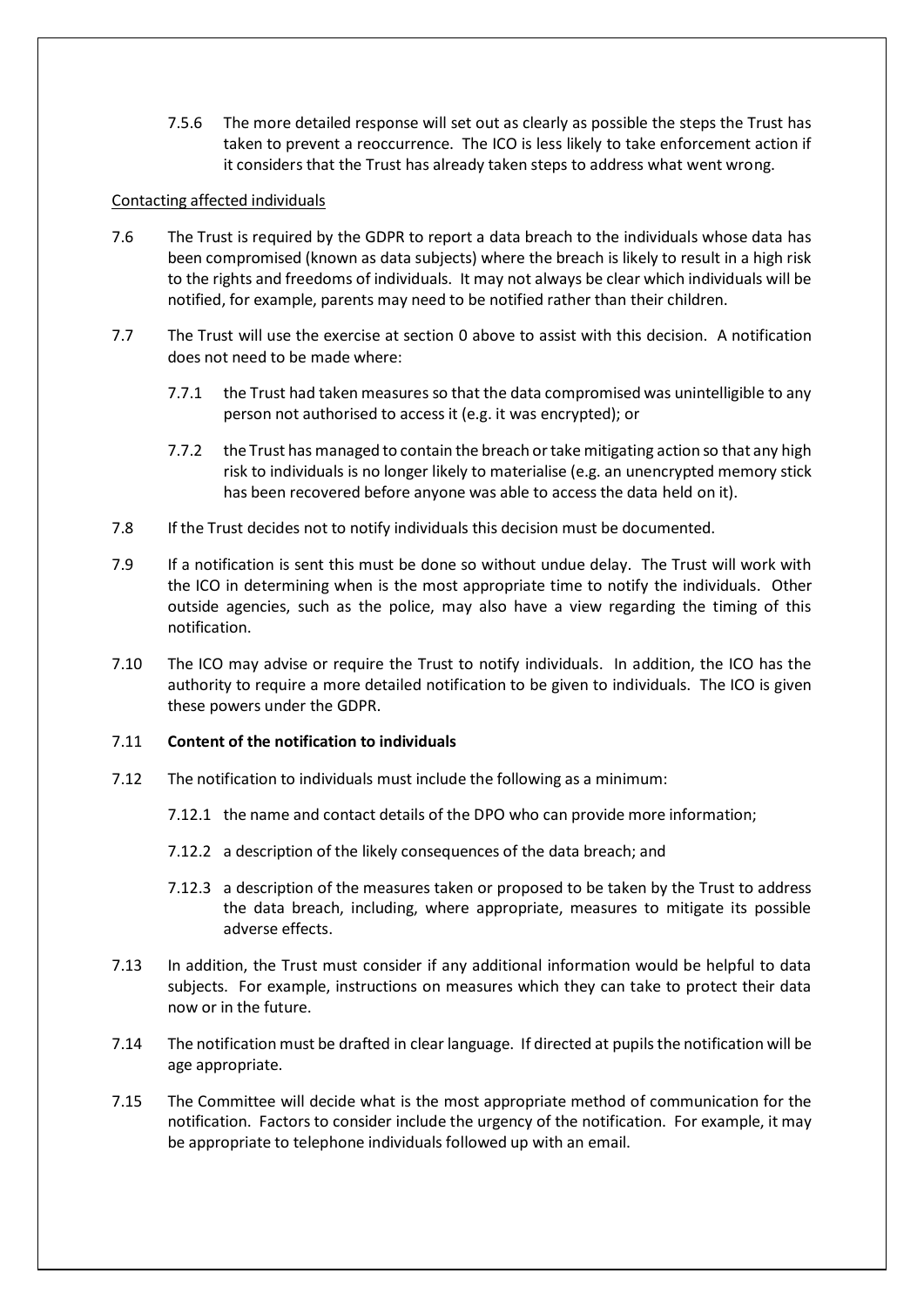7.5.6 The more detailed response will set out as clearly as possible the steps the Trust has taken to prevent a reoccurrence. The ICO is less likely to take enforcement action if it considers that the Trust has already taken steps to address what went wrong.

Contacting affected individuals

7.6 The Trust is required by the GDPR to report a data breach to the individuals whose data has been compromised (known as data subjects) where the breach is likely to result in a high risk to the rights and freedoms of individuals. It may not always be clear which individuals will be notified, for example, parents may need to be notified rather than their children.

7.7 The Trust will use the exercise at section 0 above to assist with this decision. A notification does not need to be made where:

7.7.1 the Trust had taken measures so that the data compromised was unintelligible to any person not authorised to access it (e.g. it was encrypted); or

7.7.2 the Trust has managed to contain the breach or take mitigating action so that any high risk to individuals is no longer likely to materialise (e.g. an unencrypted memory stick has been recovered before anyone was able to access the data held on it).

7.8 If the Trust decides not to notify individuals this decision must be documented.

7.9 If a notification is sent this must be done so without undue delay. The Trust will work with the ICO in determining when is the most appropriate time to notify the individuals. Other outside agencies, such as the police, may also have a view regarding the timing of this notification.

7.10 The ICO may advise or require the Trust to notify individuals. In addition, the ICO has the authority to require a more detailed notification to be given to individuals. The ICO is given these powers under the GDPR.

7.11 **Content of the notification to individuals**

7.12 The notification to individuals must include the following as a minimum:

7.12.1 the name and contact details of the DPO who can provide more information;

7.12.2 a description of the likely consequences of the data breach; and

7.12.3 a description of the measures taken or proposed to be taken by the Trust to address the data breach, including, where appropriate, measures to mitigate its possible adverse effects.

7.13 In addition, the Trust must consider if any additional information would be helpful to data subjects. For example, instructions on measures which they can take to protect their data now or in the future.

7.14 The notification must be drafted in clear language. If directed at pupils the notification will be age appropriate.

7.15 The Committee will decide what is the most appropriate method of communication for the notification. Factors to consider include the urgency of the notification. For example, it may be appropriate to telephone individuals followed up with an email.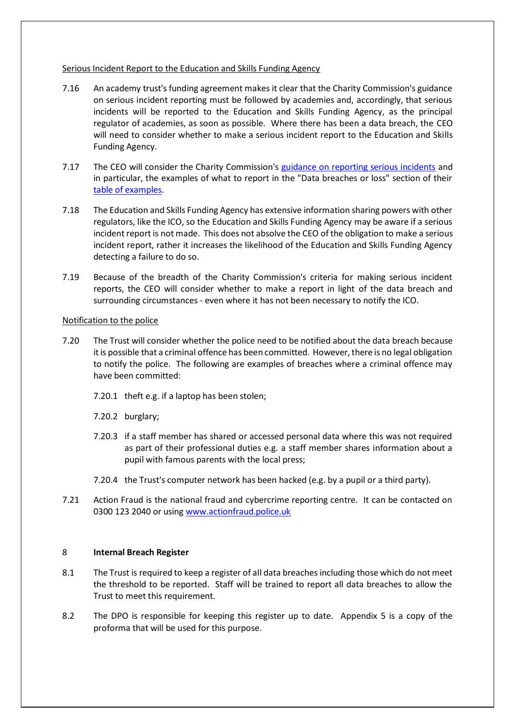Serious Incident Report to the Education and Skills Funding Agency

7.16 An academy trust's funding agreement makes it clear that the Charity Commission's guidance on serious incident reporting must be followed by academies and, accordingly, that serious incidents will be reported to the Education and Skills Funding Agency, as the principal regulator of academies, as soon as possible. Where there has been a data breach, the CEO will need to consider whether to make a serious incident report to the Education and Skills Funding Agency.

7.17 The CEO will consider the Charity Commission's [guidance on reporting serious incidents]() and in particular, the examples of what to report in the "Data breaches or loss" section of their [table of examples]().

7.18 The Education and Skills Funding Agency has extensive information sharing powers with other regulators, like the ICO, so the Education and Skills Funding Agency may be aware if a serious incident report is not made. This does not absolve the CEO of the obligation to make a serious incident report, rather it increases the likelihood of the Education and Skills Funding Agency detecting a failure to do so.

7.19 Because of the breadth of the Charity Commission's criteria for making serious incident reports, the CEO will consider whether to make a report in light of the data breach and surrounding circumstances - even where it has not been necessary to notify the ICO.

Notification to the police

7.20 The Trust will consider whether the police need to be notified about the data breach because it is possible that a criminal offence has been committed. However, there is no legal obligation to notify the police. The following are examples of breaches where a criminal offence may have been committed:

7.20.1 theft e.g. if a laptop has been stolen;

7.20.2 burglary;

7.20.3 if a staff member has shared or accessed personal data where this was not required as part of their professional duties e.g. a staff member shares information about a pupil with famous parents with the local press;

7.20.4 the Trust's computer network has been hacked (e.g. by a pupil or a third party).

7.21 Action Fraud is the national fraud and cybercrime reporting centre. It can be contacted on 0300 123 2040 or using www.actionfraud.police.uk

## 8 Internal Breach Register

8.1 The Trust is required to keep a register of all data breaches including those which do not meet the threshold to be reported. Staff will be trained to report all data breaches to allow the Trust to meet this requirement.

8.2 The DPO is responsible for keeping this register up to date. Appendix 5 is a copy of the proforma that will be used for this purpose.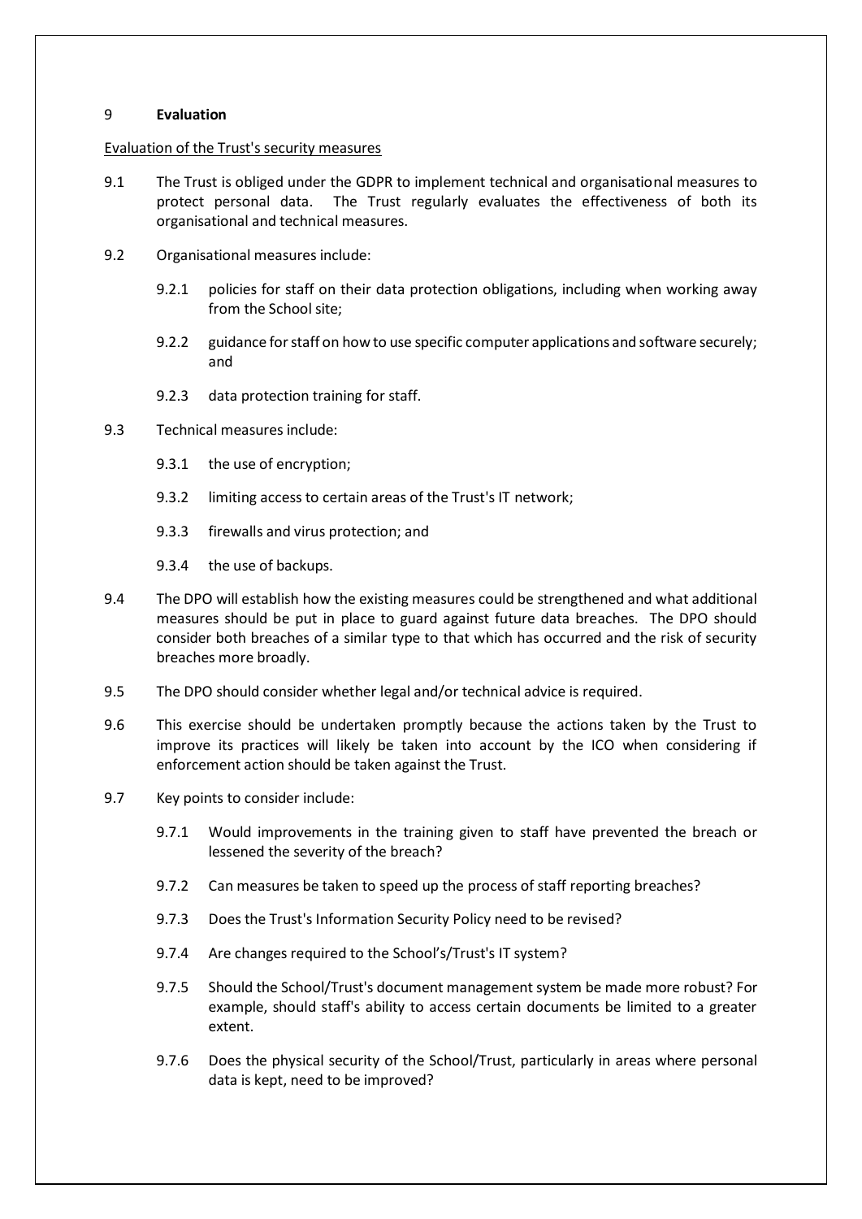## 9 **Evaluation**

<u>Evaluation of the Trust's security measures</u>

9.1 The Trust is obliged under the GDPR to implement technical and organisational measures to protect personal data. The Trust regularly evaluates the effectiveness of both its organisational and technical measures.

9.2 Organisational measures include:

- 9.2.1 policies for staff on their data protection obligations, including when working away from the School site;
- 9.2.2 guidance for staff on how to use specific computer applications and software securely; and
- 9.2.3 data protection training for staff.

9.3 Technical measures include:

- 9.3.1 the use of encryption;
- 9.3.2 limiting access to certain areas of the Trust's IT network;
- 9.3.3 firewalls and virus protection; and
- 9.3.4 the use of backups.

9.4 The DPO will establish how the existing measures could be strengthened and what additional measures should be put in place to guard against future data breaches. The DPO should consider both breaches of a similar type to that which has occurred and the risk of security breaches more broadly.

9.5 The DPO should consider whether legal and/or technical advice is required.

9.6 This exercise should be undertaken promptly because the actions taken by the Trust to improve its practices will likely be taken into account by the ICO when considering if enforcement action should be taken against the Trust.

9.7 Key points to consider include:

- 9.7.1 Would improvements in the training given to staff have prevented the breach or lessened the severity of the breach?
- 9.7.2 Can measures be taken to speed up the process of staff reporting breaches?
- 9.7.3 Does the Trust's Information Security Policy need to be revised?
- 9.7.4 Are changes required to the School's/Trust's IT system?
- 9.7.5 Should the School/Trust's document management system be made more robust? For example, should staff's ability to access certain documents be limited to a greater extent.
- 9.7.6 Does the physical security of the School/Trust, particularly in areas where personal data is kept, need to be improved?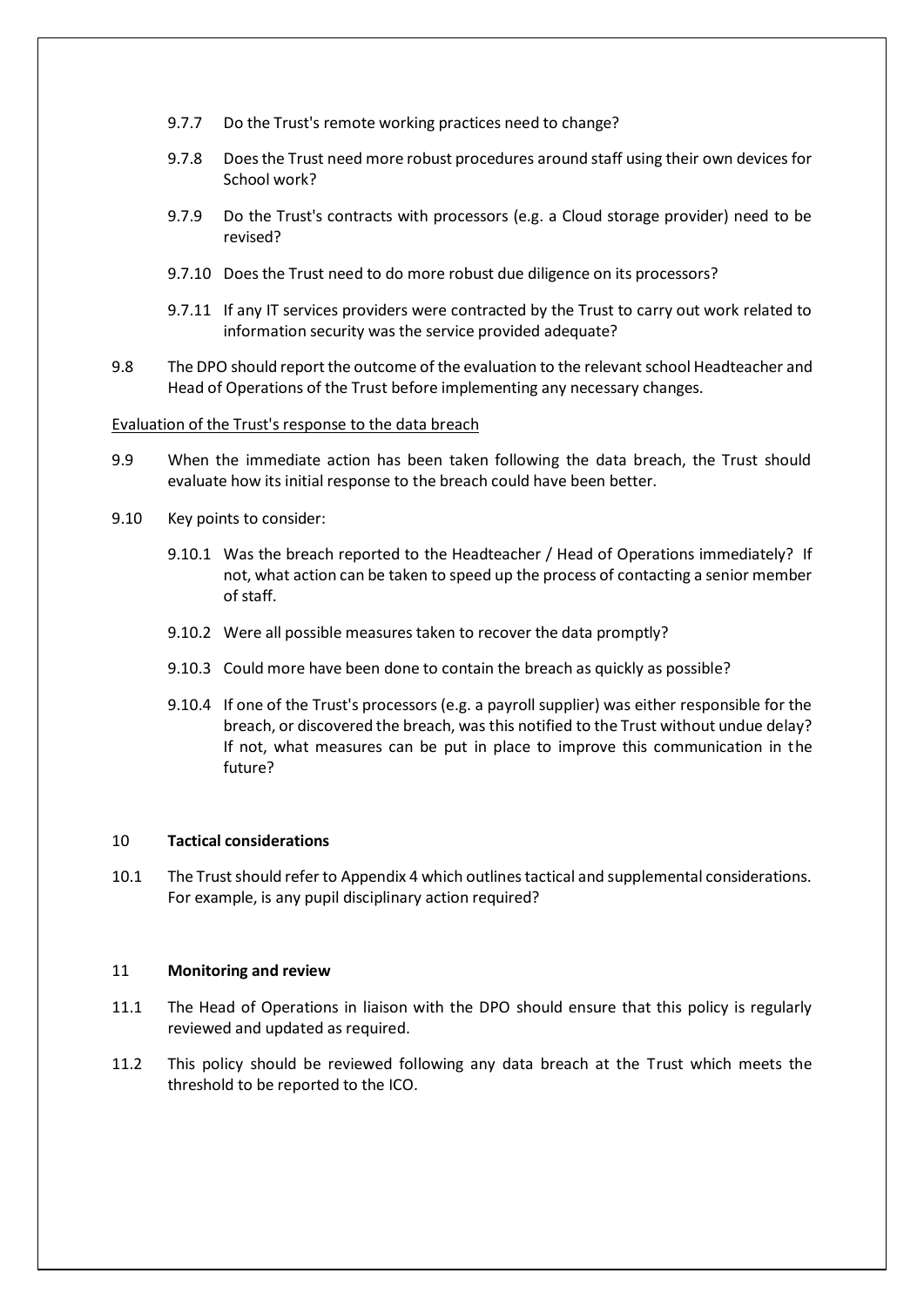9.7.7 Do the Trust's remote working practices need to change?

9.7.8 Does the Trust need more robust procedures around staff using their own devices for School work?

9.7.9 Do the Trust's contracts with processors (e.g. a Cloud storage provider) need to be revised?

9.7.10 Does the Trust need to do more robust due diligence on its processors?

9.7.11 If any IT services providers were contracted by the Trust to carry out work related to information security was the service provided adequate?

9.8 The DPO should report the outcome of the evaluation to the relevant school Headteacher and Head of Operations of the Trust before implementing any necessary changes.

<u>Evaluation of the Trust's response to the data breach</u>

9.9 When the immediate action has been taken following the data breach, the Trust should evaluate how its initial response to the breach could have been better.

9.10 Key points to consider:

9.10.1 Was the breach reported to the Headteacher / Head of Operations immediately? If not, what action can be taken to speed up the process of contacting a senior member of staff.

9.10.2 Were all possible measures taken to recover the data promptly?

9.10.3 Could more have been done to contain the breach as quickly as possible?

9.10.4 If one of the Trust's processors (e.g. a payroll supplier) was either responsible for the breach, or discovered the breach, was this notified to the Trust without undue delay? If not, what measures can be put in place to improve this communication in the future?

## 10 Tactical considerations

10.1 The Trust should refer to Appendix 4 which outlines tactical and supplemental considerations. For example, is any pupil disciplinary action required?

## 11 Monitoring and review

11.1 The Head of Operations in liaison with the DPO should ensure that this policy is regularly reviewed and updated as required.

11.2 This policy should be reviewed following any data breach at the Trust which meets the threshold to be reported to the ICO.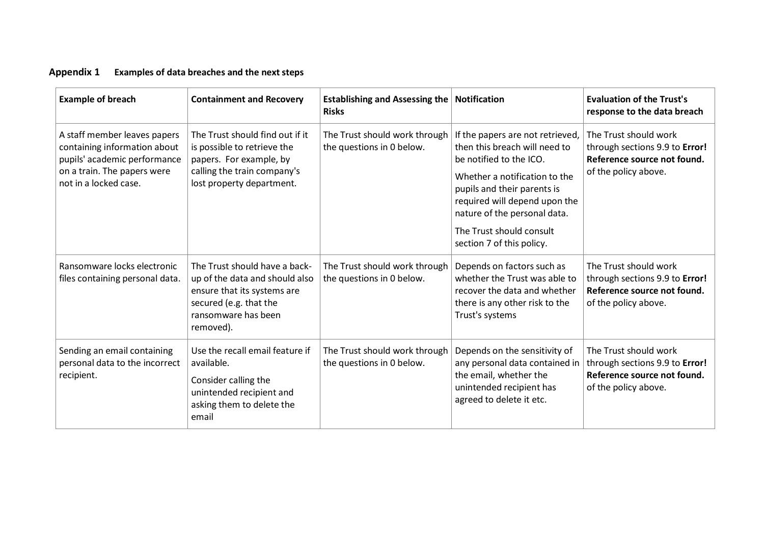## Appendix 1 Examples of data breaches and the next steps

| Example of breach | Containment and Recovery | Establishing and Assessing the Risks | Notification | Evaluation of the Trust's response to the data breach |
|---|---|---|---|---|
| A staff member leaves papers containing information about pupils' academic performance on a train. The papers were not in a locked case. | The Trust should find out if it is possible to retrieve the papers. For example, by calling the train company's lost property department. | The Trust should work through the questions in 0 below. | If the papers are not retrieved, then this breach will need to be notified to the ICO.<br><br>Whether a notification to the pupils and their parents is required will depend upon the nature of the personal data.<br><br>The Trust should consult section 7 of this policy. | The Trust should work through sections 9.9 to **Error! Reference source not found.** of the policy above. |
| Ransomware locks electronic files containing personal data. | The Trust should have a back-up of the data and should also ensure that its systems are secured (e.g. that the ransomware has been removed). | The Trust should work through the questions in 0 below. | Depends on factors such as whether the Trust was able to recover the data and whether there is any other risk to the Trust's systems | The Trust should work through sections 9.9 to **Error! Reference source not found.** of the policy above. |
| Sending an email containing personal data to the incorrect recipient. | Use the recall email feature if available.<br><br>Consider calling the unintended recipient and asking them to delete the email | The Trust should work through the questions in 0 below. | Depends on the sensitivity of any personal data contained in the email, whether the unintended recipient has agreed to delete it etc. | The Trust should work through sections 9.9 to **Error! Reference source not found.** of the policy above. |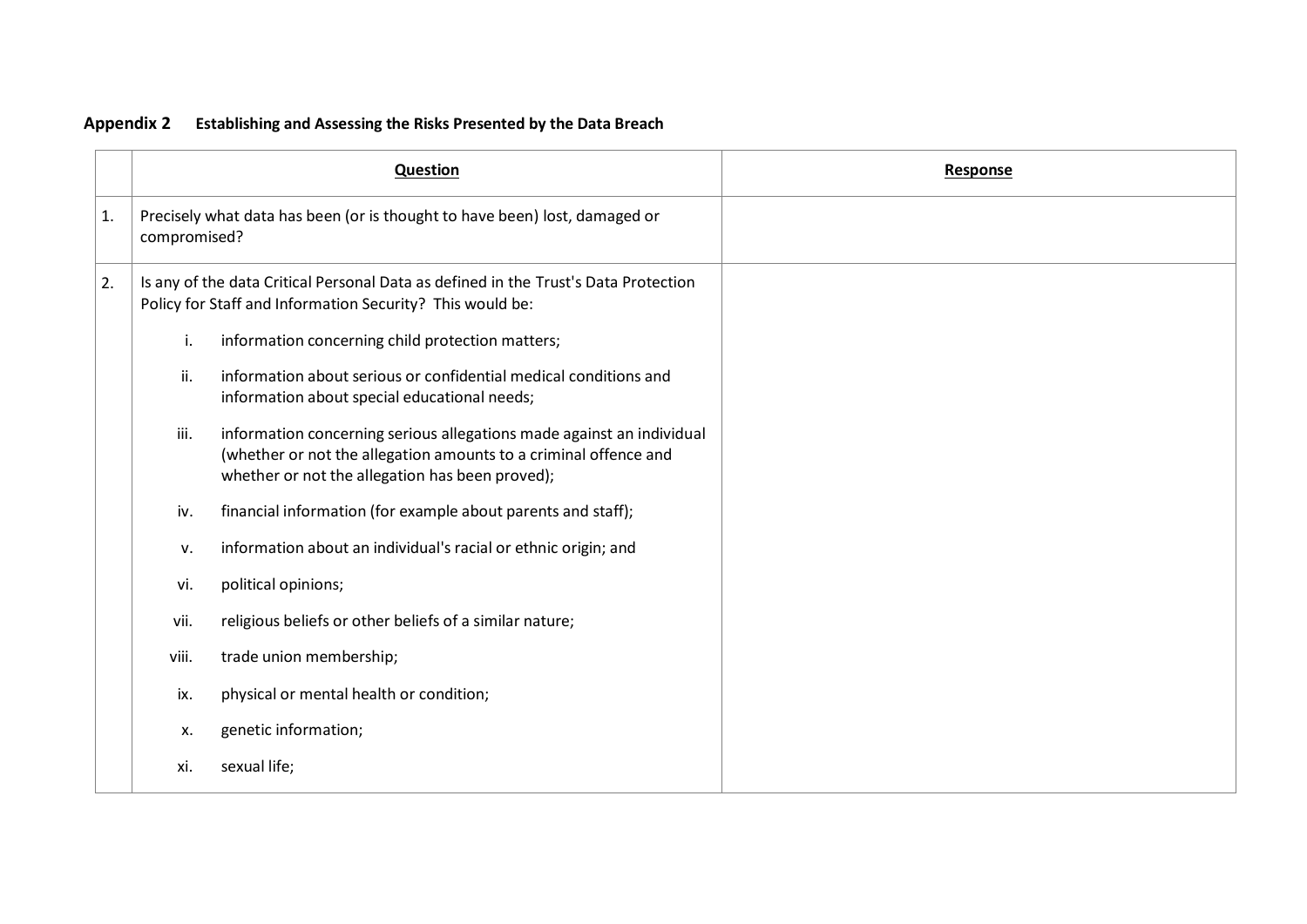**Appendix 2 Establishing and Assessing the Risks Presented by the Data Breach**

| | Question | Response |
|---|---|---|
| 1. | Precisely what data has been (or is thought to have been) lost, damaged or compromised? | |
| 2. | Is any of the data Critical Personal Data as defined in the Trust's Data Protection Policy for Staff and Information Security? This would be:<br><br>i. information concerning child protection matters;<br><br>ii. information about serious or confidential medical conditions and information about special educational needs;<br><br>iii. information concerning serious allegations made against an individual (whether or not the allegation amounts to a criminal offence and whether or not the allegation has been proved);<br><br>iv. financial information (for example about parents and staff);<br><br>v. information about an individual's racial or ethnic origin; and<br><br>vi. political opinions;<br><br>vii. religious beliefs or other beliefs of a similar nature;<br><br>viii. trade union membership;<br><br>ix. physical or mental health or condition;<br><br>x. genetic information;<br><br>xi. sexual life; | |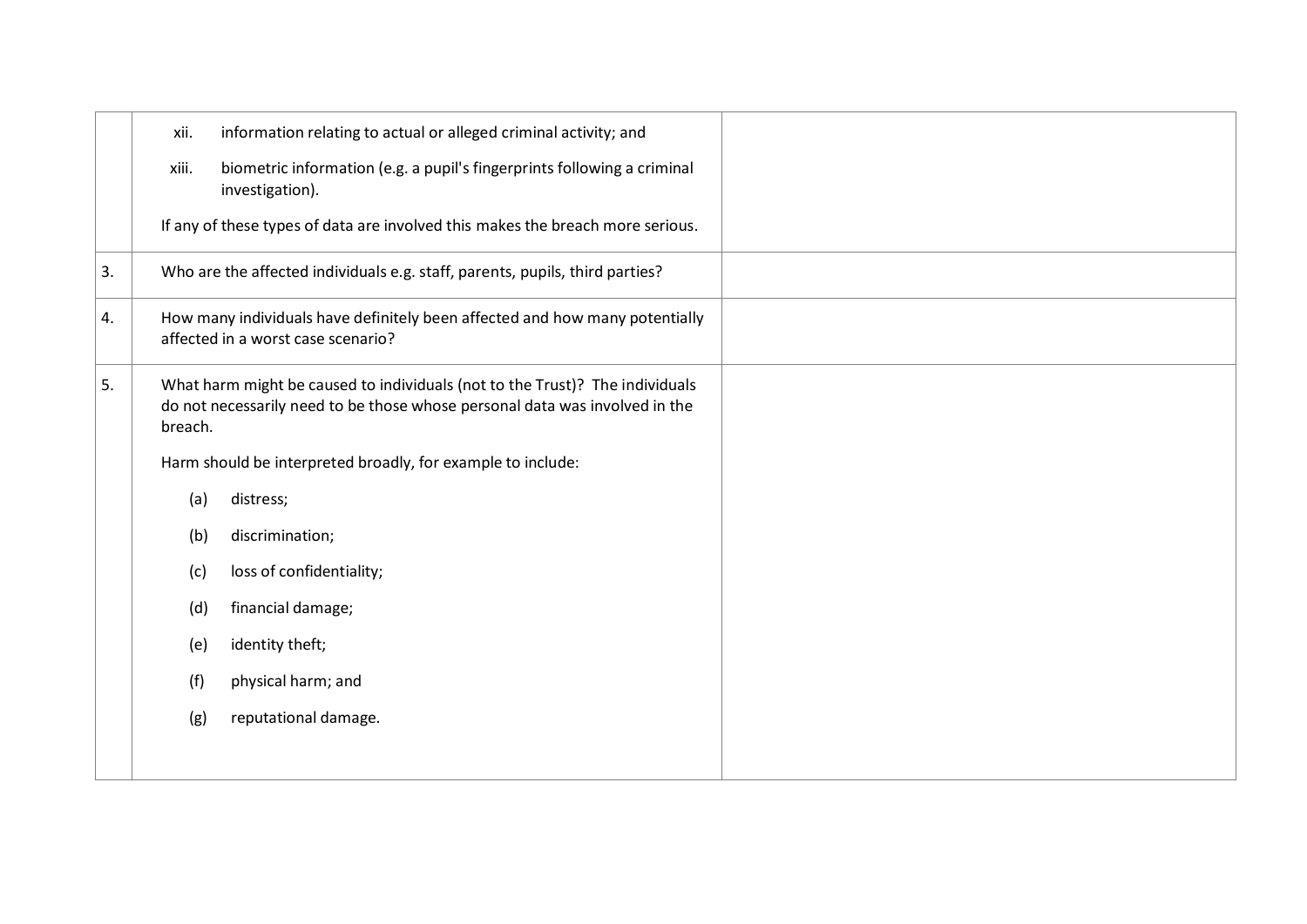| | | |
|---|---|---|
| | xii. information relating to actual or alleged criminal activity; and<br><br>xiii. biometric information (e.g. a pupil's fingerprints following a criminal investigation).<br><br>If any of these types of data are involved this makes the breach more serious. | |
| 3. | Who are the affected individuals e.g. staff, parents, pupils, third parties? | |
| 4. | How many individuals have definitely been affected and how many potentially affected in a worst case scenario? | |
| 5. | What harm might be caused to individuals (not to the Trust)? The individuals do not necessarily need to be those whose personal data was involved in the breach.<br><br>Harm should be interpreted broadly, for example to include:<br><br>(a) distress;<br><br>(b) discrimination;<br><br>(c) loss of confidentiality;<br><br>(d) financial damage;<br><br>(e) identity theft;<br><br>(f) physical harm; and<br><br>(g) reputational damage. | |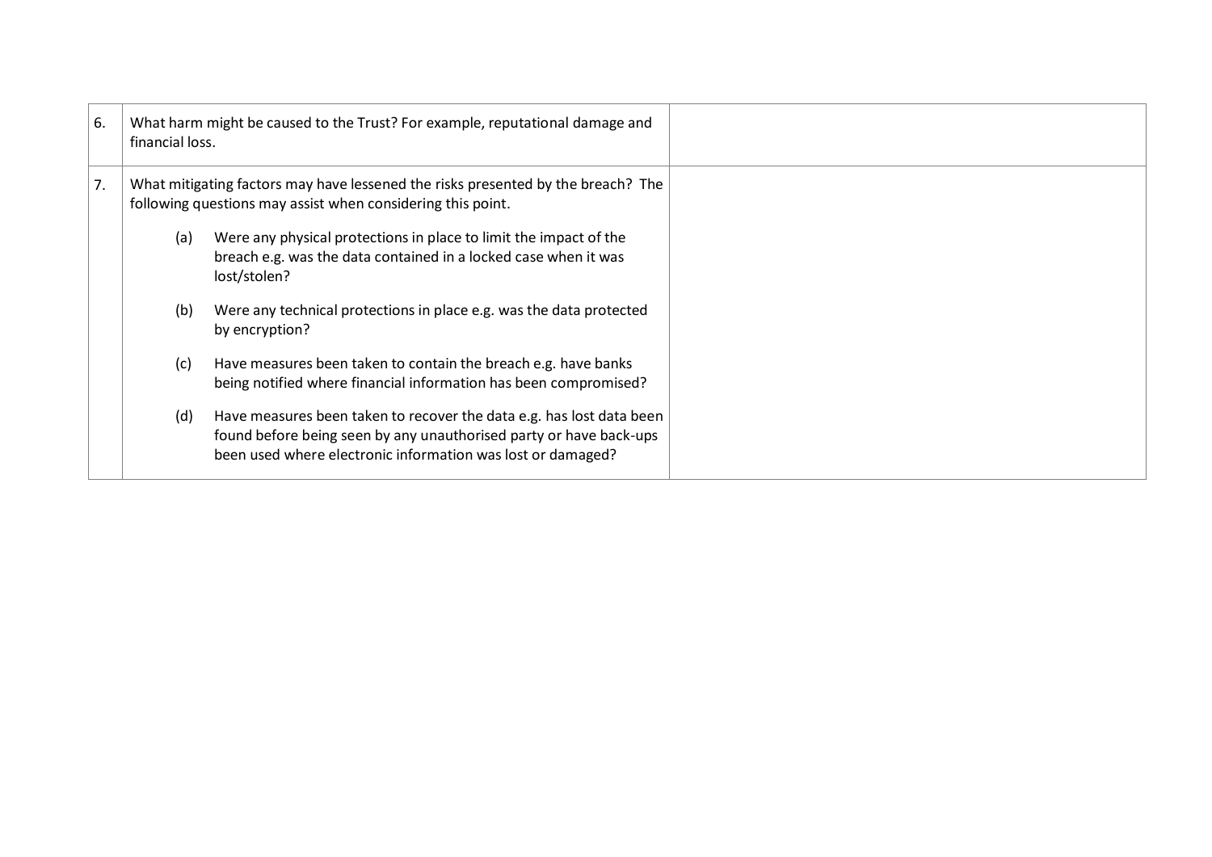| | | |
|---|---|---|
| 6. | What harm might be caused to the Trust? For example, reputational damage and financial loss. | |
| 7. | What mitigating factors may have lessened the risks presented by the breach? The following questions may assist when considering this point.<br><br>(a) Were any physical protections in place to limit the impact of the breach e.g. was the data contained in a locked case when it was lost/stolen?<br><br>(b) Were any technical protections in place e.g. was the data protected by encryption?<br><br>(c) Have measures been taken to contain the breach e.g. have banks being notified where financial information has been compromised?<br><br>(d) Have measures been taken to recover the data e.g. has lost data been found before being seen by any unauthorised party or have back-ups been used where electronic information was lost or damaged? | |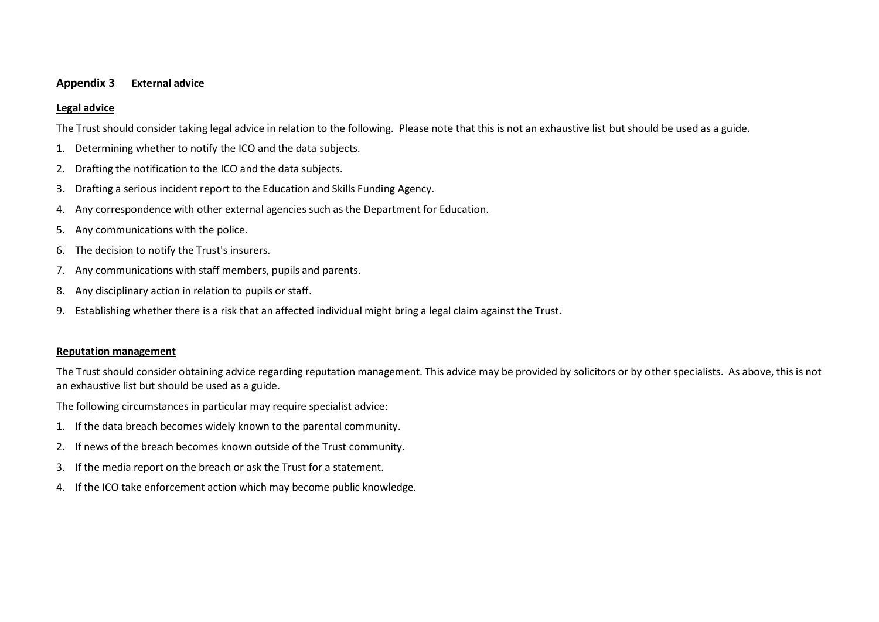## Appendix 3 External advice

**Legal advice**

The Trust should consider taking legal advice in relation to the following. Please note that this is not an exhaustive list but should be used as a guide.

1. Determining whether to notify the ICO and the data subjects.
2. Drafting the notification to the ICO and the data subjects.
3. Drafting a serious incident report to the Education and Skills Funding Agency.
4. Any correspondence with other external agencies such as the Department for Education.
5. Any communications with the police.
6. The decision to notify the Trust's insurers.
7. Any communications with staff members, pupils and parents.
8. Any disciplinary action in relation to pupils or staff.
9. Establishing whether there is a risk that an affected individual might bring a legal claim against the Trust.

**Reputation management**

The Trust should consider obtaining advice regarding reputation management. This advice may be provided by solicitors or by other specialists. As above, this is not an exhaustive list but should be used as a guide.

The following circumstances in particular may require specialist advice:

1. If the data breach becomes widely known to the parental community.
2. If news of the breach becomes known outside of the Trust community.
3. If the media report on the breach or ask the Trust for a statement.
4. If the ICO take enforcement action which may become public knowledge.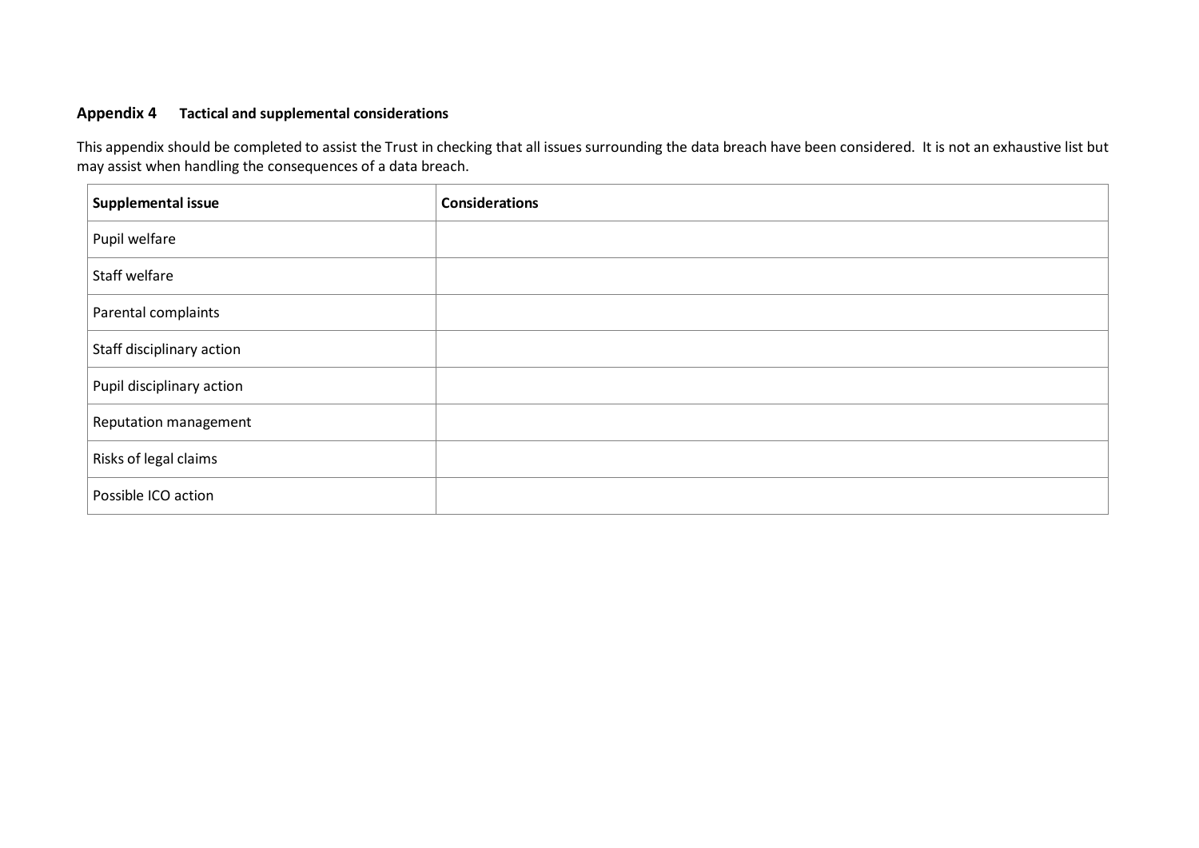## Appendix 4 Tactical and supplemental considerations

This appendix should be completed to assist the Trust in checking that all issues surrounding the data breach have been considered. It is not an exhaustive list but may assist when handling the consequences of a data breach.

| Supplemental issue | Considerations |
|---|---|
| Pupil welfare | |
| Staff welfare | |
| Parental complaints | |
| Staff disciplinary action | |
| Pupil disciplinary action | |
| Reputation management | |
| Risks of legal claims | |
| Possible ICO action | |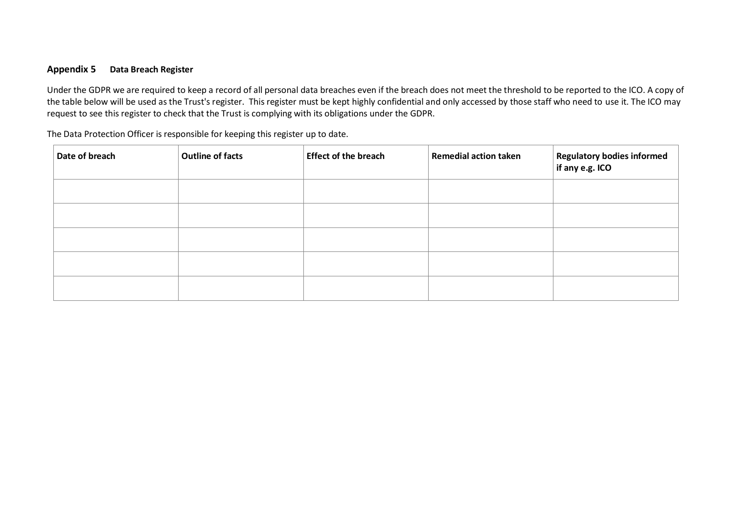## Appendix 5 **Data Breach Register**

Under the GDPR we are required to keep a record of all personal data breaches even if the breach does not meet the threshold to be reported to the ICO. A copy of the table below will be used as the Trust's register. This register must be kept highly confidential and only accessed by those staff who need to use it. The ICO may request to see this register to check that the Trust is complying with its obligations under the GDPR.

The Data Protection Officer is responsible for keeping this register up to date.

| **Date of breach** | **Outline of facts** | **Effect of the breach** | **Remedial action taken** | **Regulatory bodies informed if any e.g. ICO** |
|---|---|---|---|---|
| | | | | |
| | | | | |
| | | | | |
| | | | | |
| | | | | |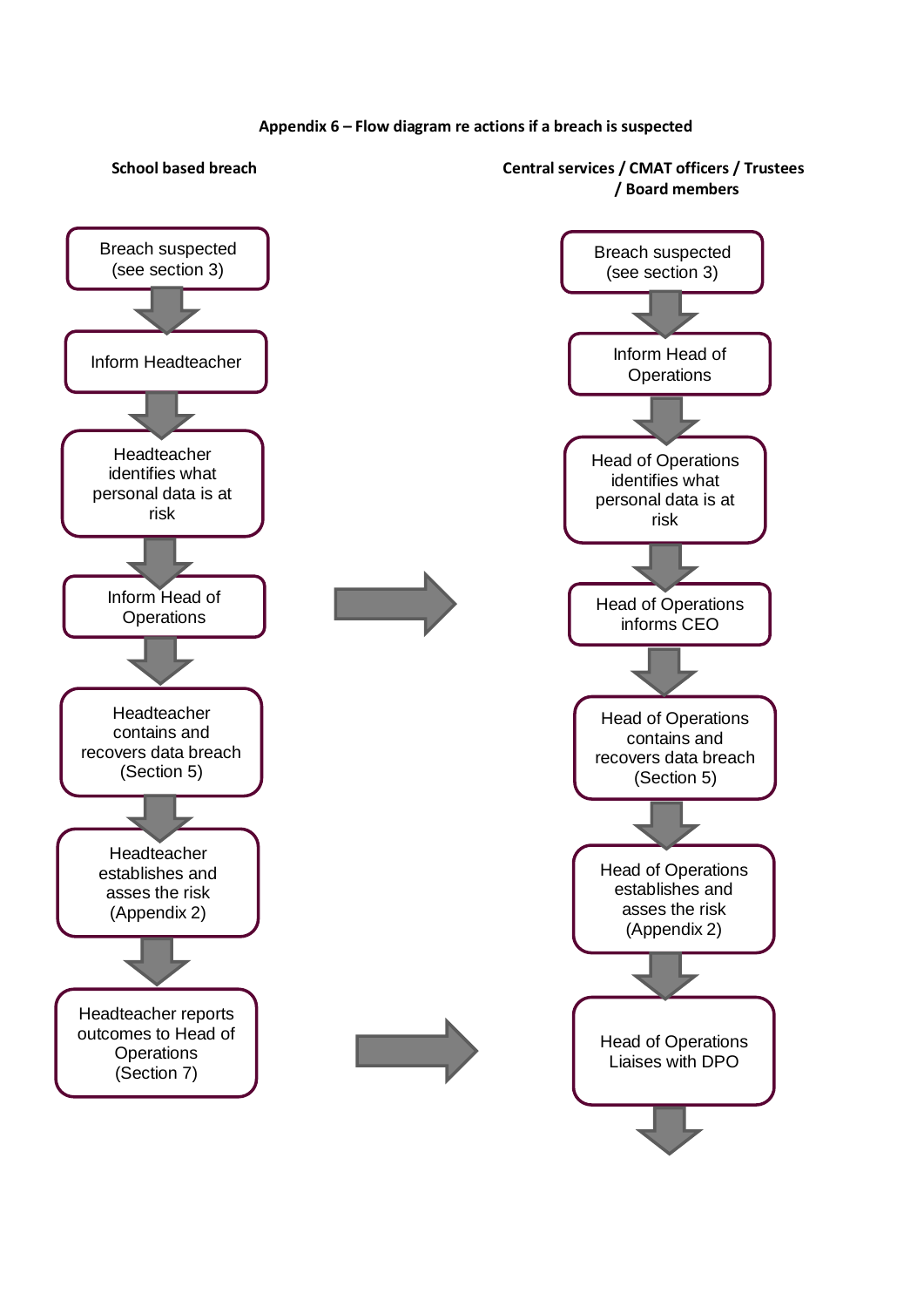**Appendix 6 – Flow diagram re actions if a breach is suspected**

**School based breach**

1. Breach suspected (see section 3)
2. Inform Headteacher
3. Headteacher identifies what personal data is at risk
4. Inform Head of Operations
5. Headteacher contains and recovers data breach (Section 5)
6. Headteacher establishes and asses the risk (Appendix 2)
7. Headteacher reports outcomes to Head of Operations (Section 7)

**Central services / CMAT officers / Trustees / Board members**

1. Breach suspected (see section 3)
2. Inform Head of Operations
3. Head of Operations identifies what personal data is at risk
4. Head of Operations informs CEO
5. Head of Operations contains and recovers data breach (Section 5)
6. Head of Operations establishes and asses the risk (Appendix 2)
7. Head of Operations Liaises with DPO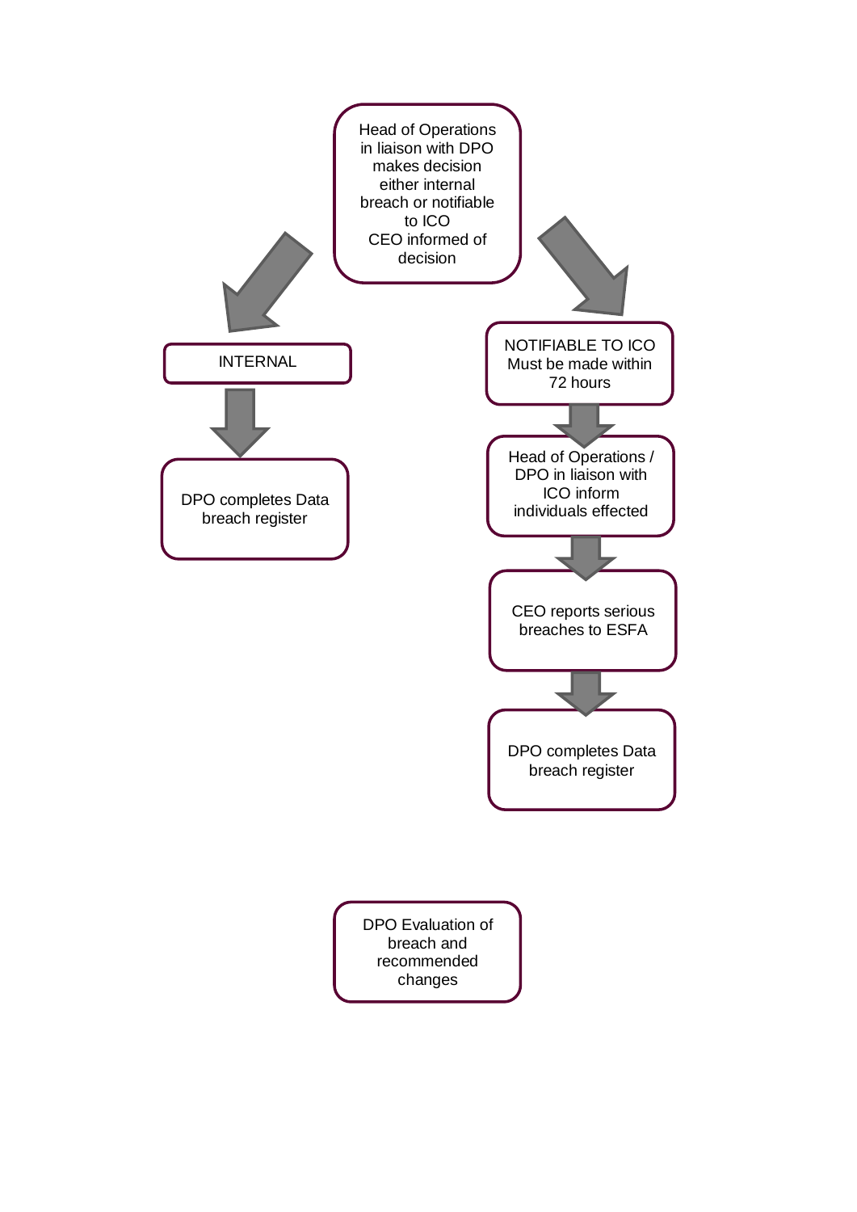Head of Operations in liaison with DPO makes decision either internal breach or notifiable to ICO
CEO informed of decision

INTERNAL

DPO completes Data breach register

NOTIFIABLE TO ICO
Must be made within 72 hours

Head of Operations / DPO in liaison with ICO inform individuals effected

CEO reports serious breaches to ESFA

DPO completes Data breach register

DPO Evaluation of breach and recommended changes